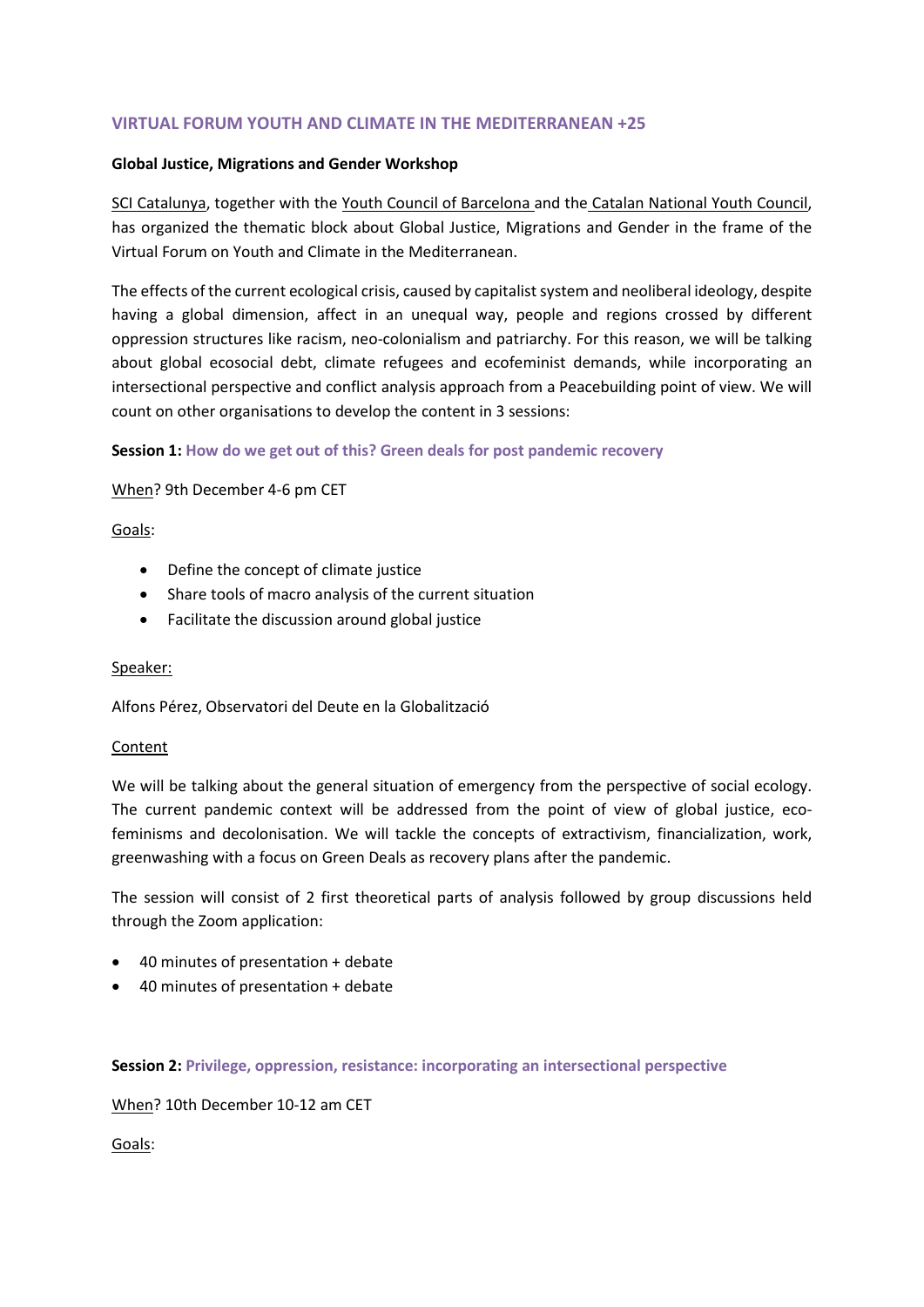## VIRTUAL FORUM YOUTH AND CLIMATE IN THE MEDITERRANEAN +25

**Global Justice, Migrations and Gender Workshop**

SCI Catalunya, together with the Youth Council of Barcelona and the Catalan National Youth Council, has organized the thematic block about Global Justice, Migrations and Gender in the frame of the Virtual Forum on Youth and Climate in the Mediterranean.

The effects of the current ecological crisis, caused by capitalist system and neoliberal ideology, despite having a global dimension, affect in an unequal way, people and regions crossed by different oppression structures like racism, neo-colonialism and patriarchy. For this reason, we will be talking about global ecosocial debt, climate refugees and ecofeminist demands, while incorporating an intersectional perspective and conflict analysis approach from a Peacebuilding point of view. We will count on other organisations to develop the content in 3 sessions:

**Session 1: How do we get out of this? Green deals for post pandemic recovery**

When? 9th December 4-6 pm CET

Goals:

- Define the concept of climate justice
- Share tools of macro analysis of the current situation
- Facilitate the discussion around global justice

Speaker:

Alfons Pérez, Observatori del Deute en la Globalització

Content

We will be talking about the general situation of emergency from the perspective of social ecology. The current pandemic context will be addressed from the point of view of global justice, eco-feminisms and decolonisation. We will tackle the concepts of extractivism, financialization, work, greenwashing with a focus on Green Deals as recovery plans after the pandemic.

The session will consist of 2 first theoretical parts of analysis followed by group discussions held through the Zoom application:

- 40 minutes of presentation + debate
- 40 minutes of presentation + debate

**Session 2: Privilege, oppression, resistance: incorporating an intersectional perspective**

When? 10th December 10-12 am CET

Goals: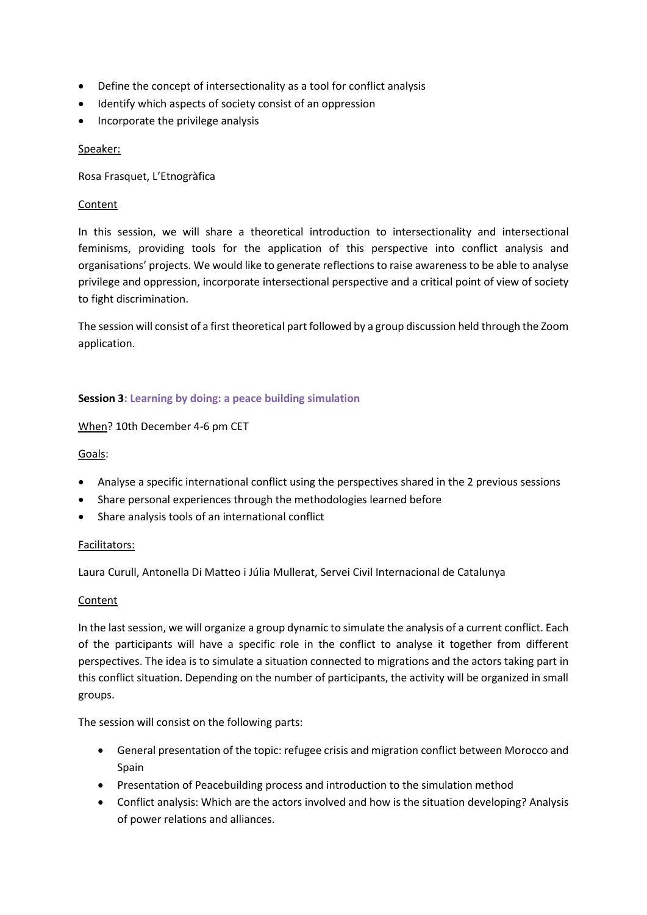- Define the concept of intersectionality as a tool for conflict analysis
- Identify which aspects of society consist of an oppression
- Incorporate the privilege analysis

Speaker:

Rosa Frasquet, L'Etnogràfica

Content

In this session, we will share a theoretical introduction to intersectionality and intersectional feminisms, providing tools for the application of this perspective into conflict analysis and organisations' projects. We would like to generate reflections to raise awareness to be able to analyse privilege and oppression, incorporate intersectional perspective and a critical point of view of society to fight discrimination.

The session will consist of a first theoretical part followed by a group discussion held through the Zoom application.

**Session 3: Learning by doing: a peace building simulation**

When? 10th December 4-6 pm CET

Goals:

- Analyse a specific international conflict using the perspectives shared in the 2 previous sessions
- Share personal experiences through the methodologies learned before
- Share analysis tools of an international conflict

Facilitators:

Laura Curull, Antonella Di Matteo i Júlia Mullerat, Servei Civil Internacional de Catalunya

Content

In the last session, we will organize a group dynamic to simulate the analysis of a current conflict. Each of the participants will have a specific role in the conflict to analyse it together from different perspectives. The idea is to simulate a situation connected to migrations and the actors taking part in this conflict situation. Depending on the number of participants, the activity will be organized in small groups.

The session will consist on the following parts:

- General presentation of the topic: refugee crisis and migration conflict between Morocco and Spain
- Presentation of Peacebuilding process and introduction to the simulation method
- Conflict analysis: Which are the actors involved and how is the situation developing? Analysis of power relations and alliances.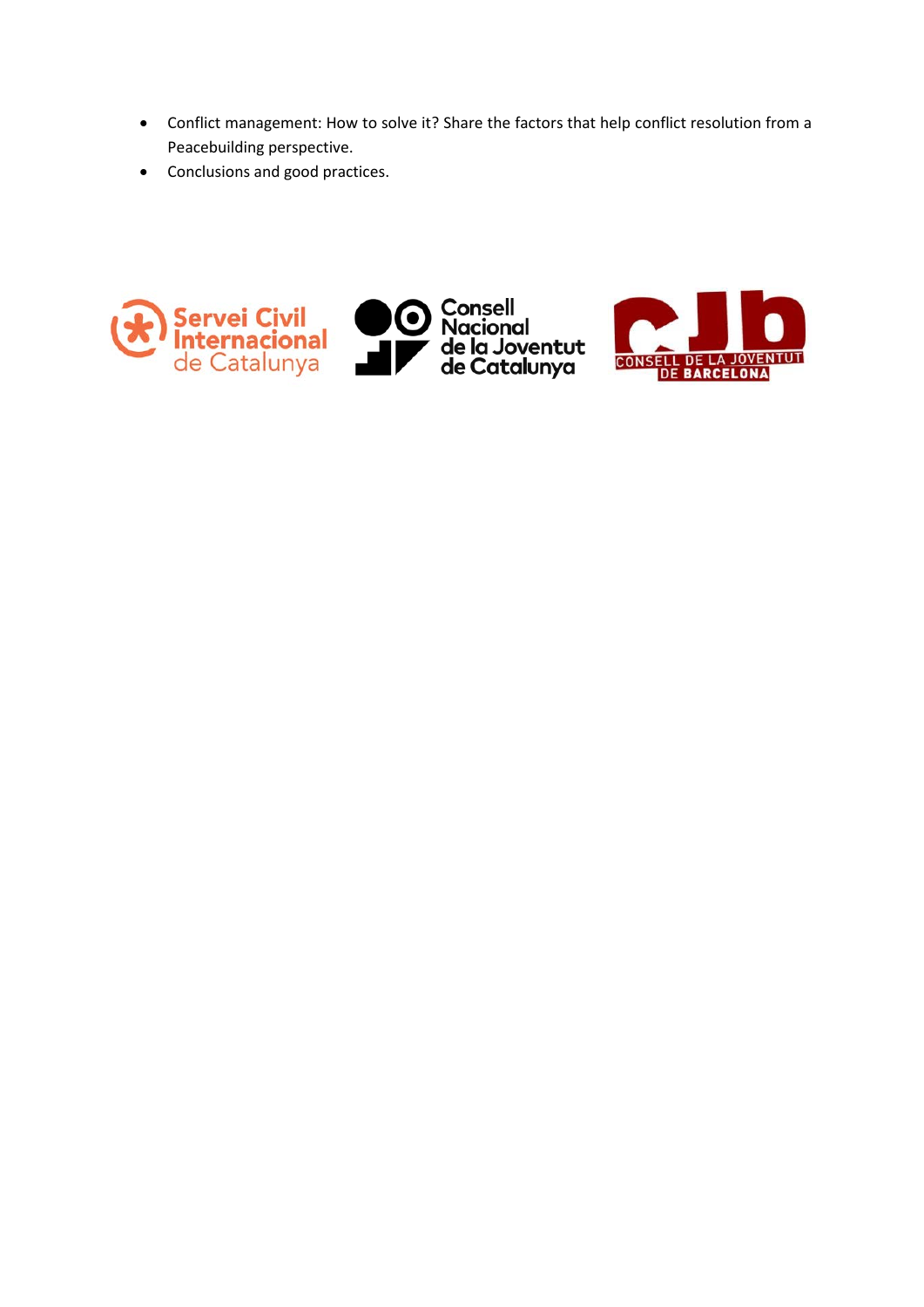- Conflict management: How to solve it? Share the factors that help conflict resolution from a Peacebuilding perspective.
- Conclusions and good practices.

Servei Civil Internacional de Catalunya

Consell Nacional de la Joventut de Catalunya

CJB CONSELL DE LA JOVENTUT DE BARCELONA